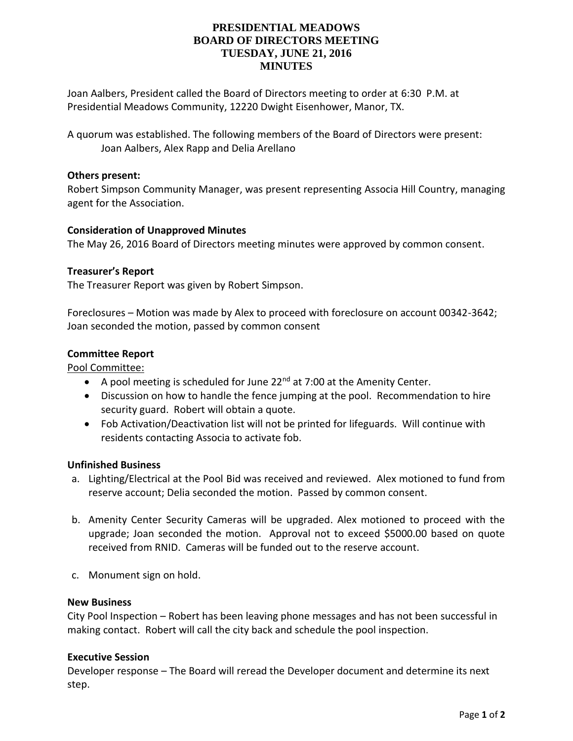# PRESIDENTIAL MEADOWS
# BOARD OF DIRECTORS MEETING
# TUESDAY, JUNE 21, 2016
# MINUTES

Joan Aalbers, President called the Board of Directors meeting to order at 6:30 P.M. at Presidential Meadows Community, 12220 Dwight Eisenhower, Manor, TX.

A quorum was established. The following members of the Board of Directors were present:
Joan Aalbers, Alex Rapp and Delia Arellano

**Others present:**
Robert Simpson Community Manager, was present representing Associa Hill Country, managing agent for the Association.

**Consideration of Unapproved Minutes**
The May 26, 2016 Board of Directors meeting minutes were approved by common consent.

**Treasurer's Report**
The Treasurer Report was given by Robert Simpson.

Foreclosures – Motion was made by Alex to proceed with foreclosure on account 00342-3642; Joan seconded the motion, passed by common consent

**Committee Report**
Pool Committee:

- A pool meeting is scheduled for June 22nd at 7:00 at the Amenity Center.
- Discussion on how to handle the fence jumping at the pool. Recommendation to hire security guard. Robert will obtain a quote.
- Fob Activation/Deactivation list will not be printed for lifeguards. Will continue with residents contacting Associa to activate fob.

**Unfinished Business**

a. Lighting/Electrical at the Pool Bid was received and reviewed. Alex motioned to fund from reserve account; Delia seconded the motion. Passed by common consent.

b. Amenity Center Security Cameras will be upgraded. Alex motioned to proceed with the upgrade; Joan seconded the motion. Approval not to exceed $5000.00 based on quote received from RNID. Cameras will be funded out to the reserve account.

c. Monument sign on hold.

**New Business**
City Pool Inspection – Robert has been leaving phone messages and has not been successful in making contact. Robert will call the city back and schedule the pool inspection.

**Executive Session**
Developer response – The Board will reread the Developer document and determine its next step.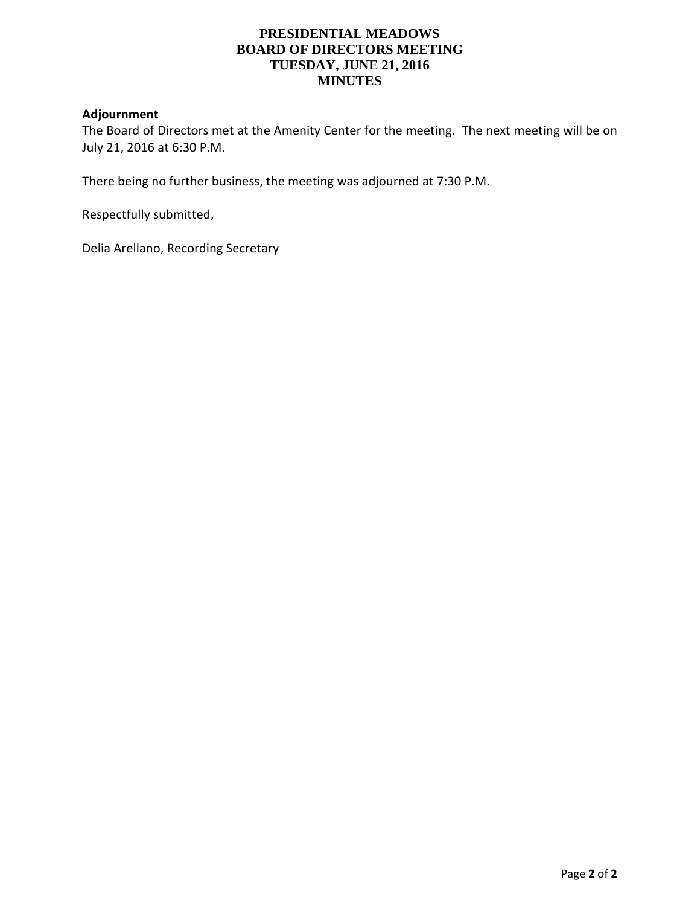**Adjournment**

The Board of Directors met at the Amenity Center for the meeting. The next meeting will be on July 21, 2016 at 6:30 P.M.

There being no further business, the meeting was adjourned at 7:30 P.M.

Respectfully submitted,

Delia Arellano, Recording Secretary